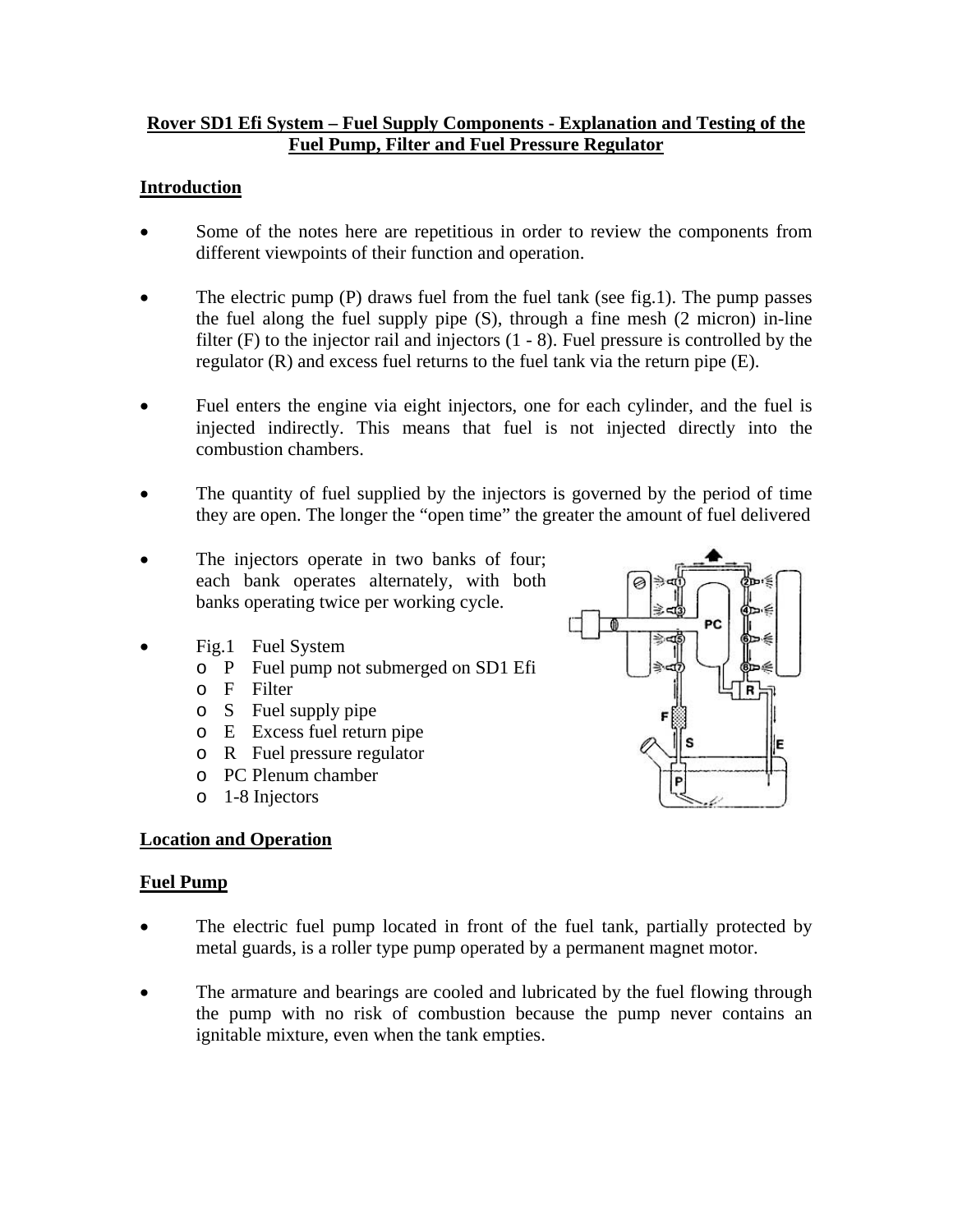**Rover SD1 Efi System – Fuel Supply Components - Explanation and Testing of the Fuel Pump, Filter and Fuel Pressure Regulator**

## Introduction

- Some of the notes here are repetitious in order to review the components from different viewpoints of their function and operation.
- The electric pump (P) draws fuel from the fuel tank (see fig.1). The pump passes the fuel along the fuel supply pipe (S), through a fine mesh (2 micron) in-line filter (F) to the injector rail and injectors (1 - 8). Fuel pressure is controlled by the regulator (R) and excess fuel returns to the fuel tank via the return pipe (E).
- Fuel enters the engine via eight injectors, one for each cylinder, and the fuel is injected indirectly. This means that fuel is not injected directly into the combustion chambers.
- The quantity of fuel supplied by the injectors is governed by the period of time they are open. The longer the "open time" the greater the amount of fuel delivered
- The injectors operate in two banks of four; each bank operates alternately, with both banks operating twice per working cycle.
- Fig.1 Fuel System
  - P Fuel pump not submerged on SD1 Efi
  - F Filter
  - S Fuel supply pipe
  - E Excess fuel return pipe
  - R Fuel pressure regulator
  - PC Plenum chamber
  - 1-8 Injectors

## Location and Operation

## Fuel Pump

- The electric fuel pump located in front of the fuel tank, partially protected by metal guards, is a roller type pump operated by a permanent magnet motor.
- The armature and bearings are cooled and lubricated by the fuel flowing through the pump with no risk of combustion because the pump never contains an ignitable mixture, even when the tank empties.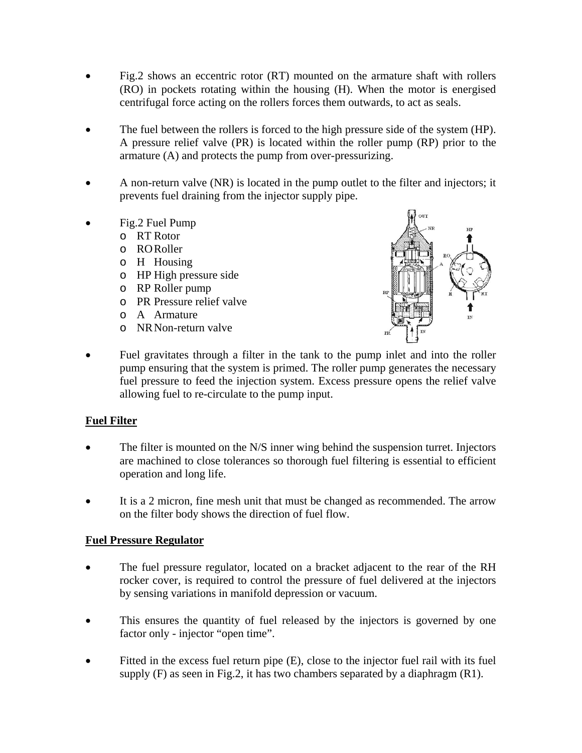- Fig.2 shows an eccentric rotor (RT) mounted on the armature shaft with rollers (RO) in pockets rotating within the housing (H). When the motor is energised centrifugal force acting on the rollers forces them outwards, to act as seals.

- The fuel between the rollers is forced to the high pressure side of the system (HP). A pressure relief valve (PR) is located within the roller pump (RP) prior to the armature (A) and protects the pump from over-pressurizing.

- A non-return valve (NR) is located in the pump outlet to the filter and injectors; it prevents fuel draining from the injector supply pipe.

- Fig.2 Fuel Pump
  - RT Rotor
  - RO Roller
  - H Housing
  - HP High pressure side
  - RP Roller pump
  - PR Pressure relief valve
  - A Armature
  - NR Non-return valve

- Fuel gravitates through a filter in the tank to the pump inlet and into the roller pump ensuring that the system is primed. The roller pump generates the necessary fuel pressure to feed the injection system. Excess pressure opens the relief valve allowing fuel to re-circulate to the pump input.

**Fuel Filter**

- The filter is mounted on the N/S inner wing behind the suspension turret. Injectors are machined to close tolerances so thorough fuel filtering is essential to efficient operation and long life.

- It is a 2 micron, fine mesh unit that must be changed as recommended. The arrow on the filter body shows the direction of fuel flow.

**Fuel Pressure Regulator**

- The fuel pressure regulator, located on a bracket adjacent to the rear of the RH rocker cover, is required to control the pressure of fuel delivered at the injectors by sensing variations in manifold depression or vacuum.

- This ensures the quantity of fuel released by the injectors is governed by one factor only - injector "open time".

- Fitted in the excess fuel return pipe (E), close to the injector fuel rail with its fuel supply (F) as seen in Fig.2, it has two chambers separated by a diaphragm (R1).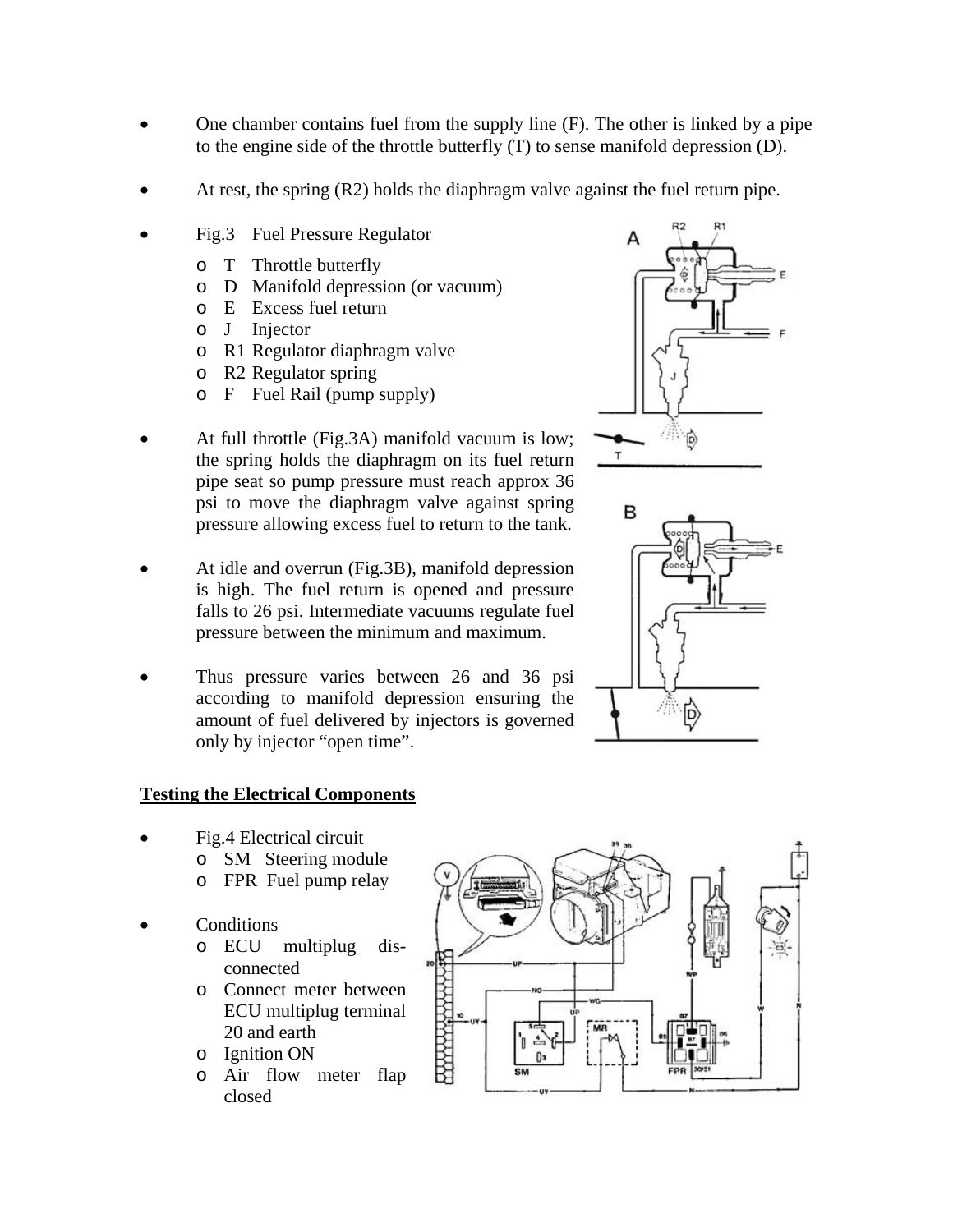- One chamber contains fuel from the supply line (F). The other is linked by a pipe to the engine side of the throttle butterfly (T) to sense manifold depression (D).

- At rest, the spring (R2) holds the diaphragm valve against the fuel return pipe.

- Fig.3 Fuel Pressure Regulator
  - T Throttle butterfly
  - D Manifold depression (or vacuum)
  - E Excess fuel return
  - J Injector
  - R1 Regulator diaphragm valve
  - R2 Regulator spring
  - F Fuel Rail (pump supply)

- At full throttle (Fig.3A) manifold vacuum is low; the spring holds the diaphragm on its fuel return pipe seat so pump pressure must reach approx 36 psi to move the diaphragm valve against spring pressure allowing excess fuel to return to the tank.

- At idle and overrun (Fig.3B), manifold depression is high. The fuel return is opened and pressure falls to 26 psi. Intermediate vacuums regulate fuel pressure between the minimum and maximum.

- Thus pressure varies between 26 and 36 psi according to manifold depression ensuring the amount of fuel delivered by injectors is governed only by injector "open time".

## Testing the Electrical Components

- Fig.4 Electrical circuit
  - SM Steering module
  - FPR Fuel pump relay

- Conditions
  - ECU multiplug dis-connected
  - Connect meter between ECU multiplug terminal 20 and earth
  - Ignition ON
  - Air flow meter flap closed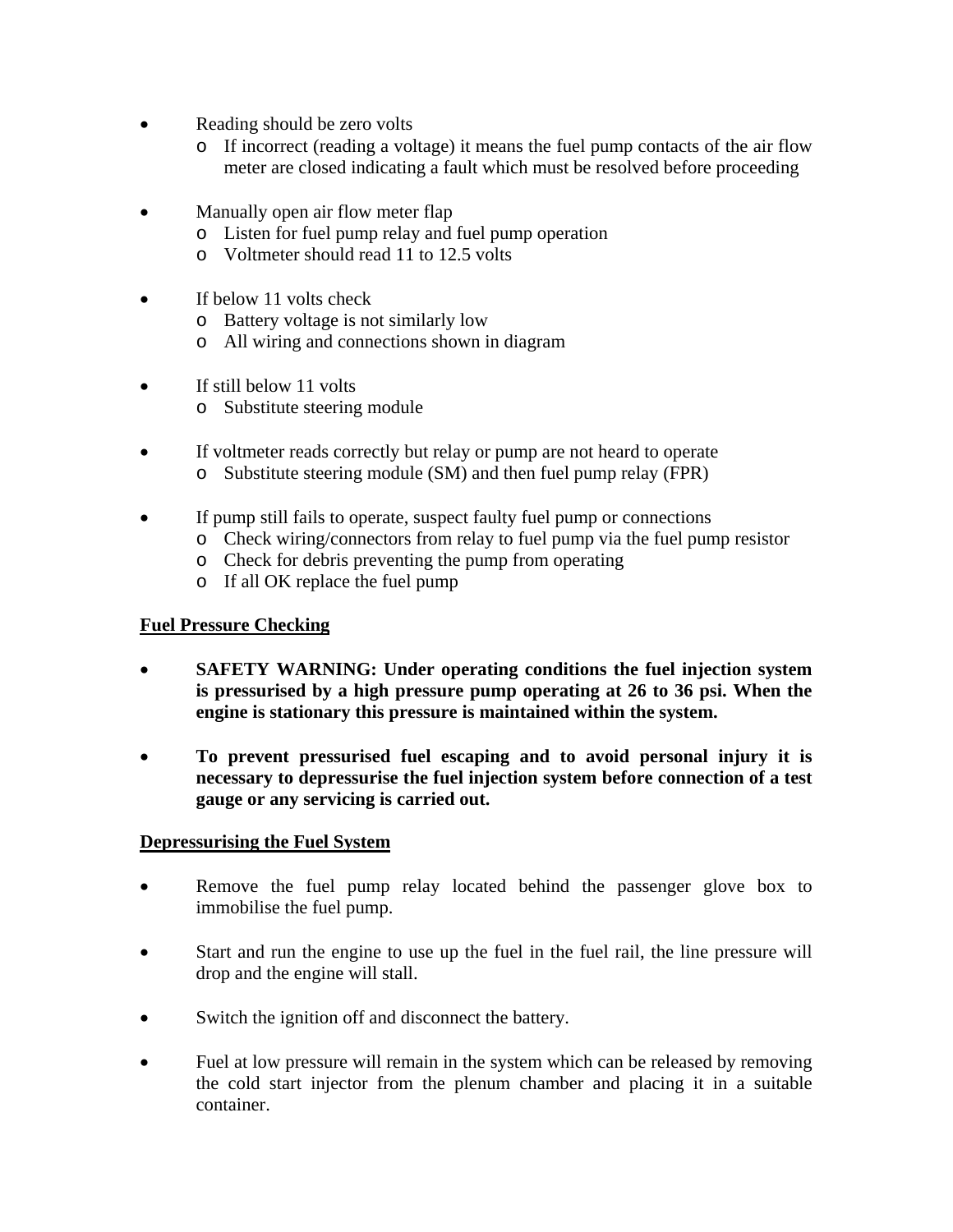- Reading should be zero volts
    - If incorrect (reading a voltage) it means the fuel pump contacts of the air flow meter are closed indicating a fault which must be resolved before proceeding

- Manually open air flow meter flap
    - Listen for fuel pump relay and fuel pump operation
    - Voltmeter should read 11 to 12.5 volts

- If below 11 volts check
    - Battery voltage is not similarly low
    - All wiring and connections shown in diagram

- If still below 11 volts
    - Substitute steering module

- If voltmeter reads correctly but relay or pump are not heard to operate
    - Substitute steering module (SM) and then fuel pump relay (FPR)

- If pump still fails to operate, suspect faulty fuel pump or connections
    - Check wiring/connectors from relay to fuel pump via the fuel pump resistor
    - Check for debris preventing the pump from operating
    - If all OK replace the fuel pump

**Fuel Pressure Checking**

- **SAFETY WARNING: Under operating conditions the fuel injection system is pressurised by a high pressure pump operating at 26 to 36 psi. When the engine is stationary this pressure is maintained within the system.**

- **To prevent pressurised fuel escaping and to avoid personal injury it is necessary to depressurise the fuel injection system before connection of a test gauge or any servicing is carried out.**

**Depressurising the Fuel System**

- Remove the fuel pump relay located behind the passenger glove box to immobilise the fuel pump.

- Start and run the engine to use up the fuel in the fuel rail, the line pressure will drop and the engine will stall.

- Switch the ignition off and disconnect the battery.

- Fuel at low pressure will remain in the system which can be released by removing the cold start injector from the plenum chamber and placing it in a suitable container.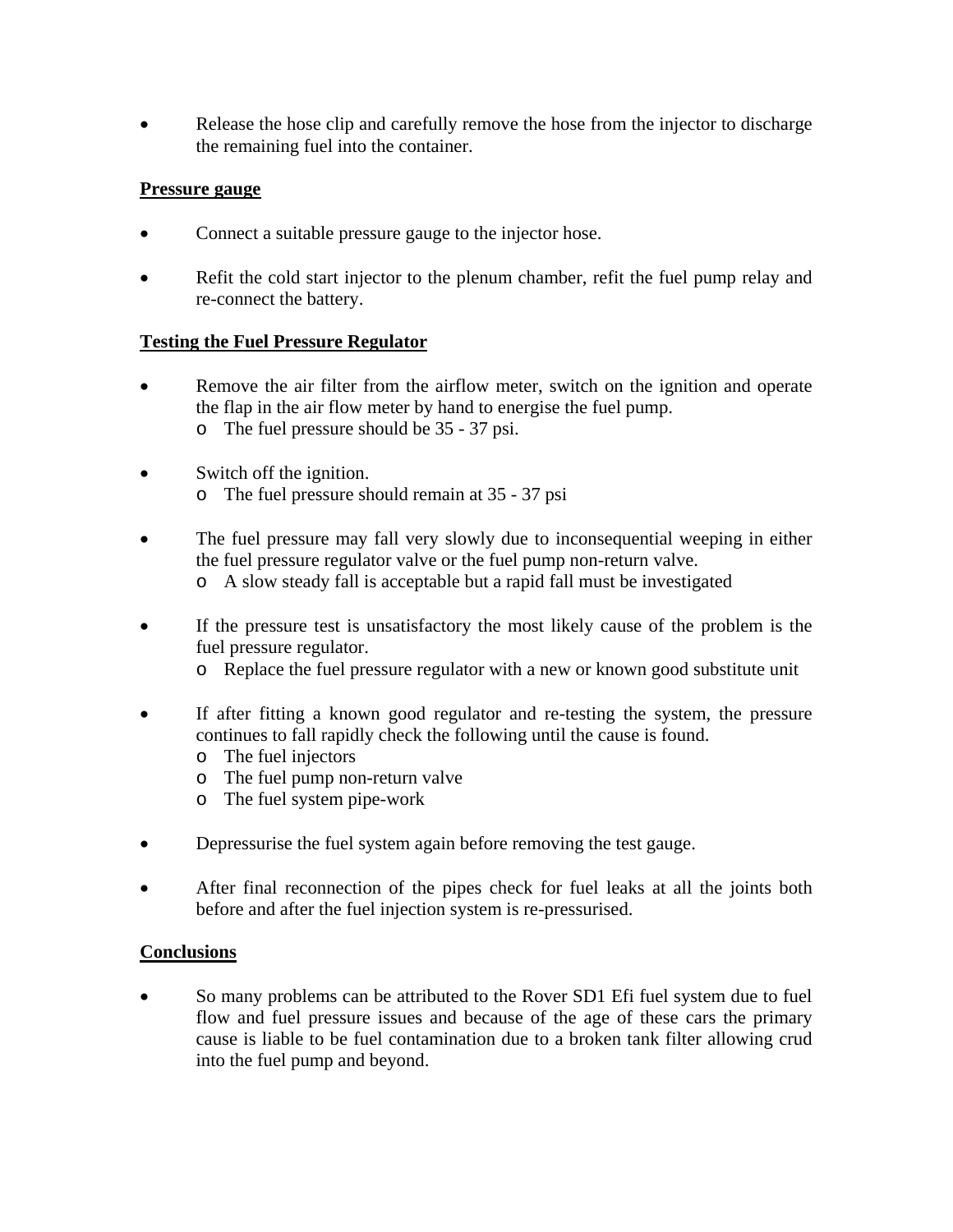- Release the hose clip and carefully remove the hose from the injector to discharge the remaining fuel into the container.

**Pressure gauge**

- Connect a suitable pressure gauge to the injector hose.

- Refit the cold start injector to the plenum chamber, refit the fuel pump relay and re-connect the battery.

**Testing the Fuel Pressure Regulator**

- Remove the air filter from the airflow meter, switch on the ignition and operate the flap in the air flow meter by hand to energise the fuel pump.
  - The fuel pressure should be 35 - 37 psi.

- Switch off the ignition.
  - The fuel pressure should remain at 35 - 37 psi

- The fuel pressure may fall very slowly due to inconsequential weeping in either the fuel pressure regulator valve or the fuel pump non-return valve.
  - A slow steady fall is acceptable but a rapid fall must be investigated

- If the pressure test is unsatisfactory the most likely cause of the problem is the fuel pressure regulator.
  - Replace the fuel pressure regulator with a new or known good substitute unit

- If after fitting a known good regulator and re-testing the system, the pressure continues to fall rapidly check the following until the cause is found.
  - The fuel injectors
  - The fuel pump non-return valve
  - The fuel system pipe-work

- Depressurise the fuel system again before removing the test gauge.

- After final reconnection of the pipes check for fuel leaks at all the joints both before and after the fuel injection system is re-pressurised.

**Conclusions**

- So many problems can be attributed to the Rover SD1 Efi fuel system due to fuel flow and fuel pressure issues and because of the age of these cars the primary cause is liable to be fuel contamination due to a broken tank filter allowing crud into the fuel pump and beyond.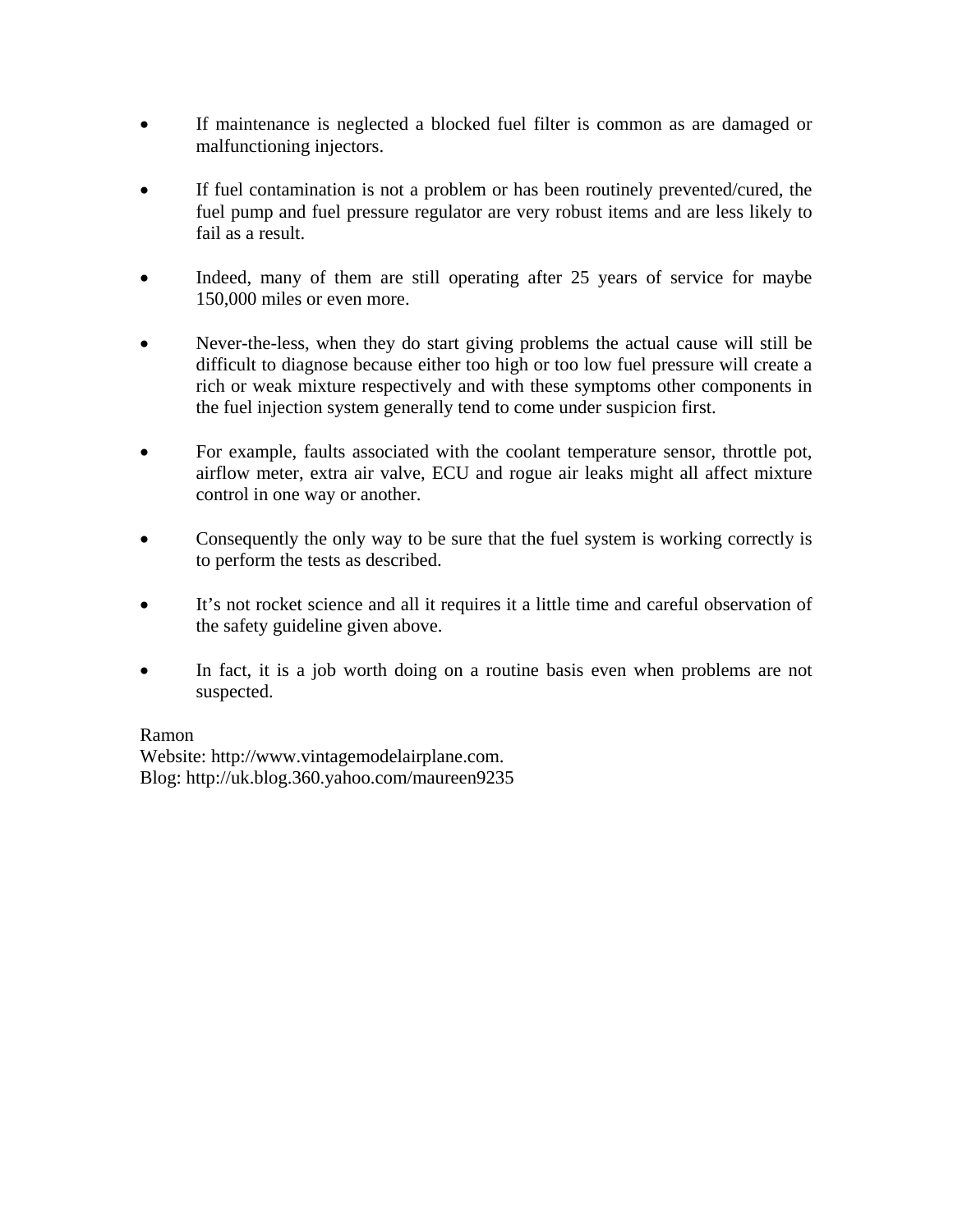- If maintenance is neglected a blocked fuel filter is common as are damaged or malfunctioning injectors.

- If fuel contamination is not a problem or has been routinely prevented/cured, the fuel pump and fuel pressure regulator are very robust items and are less likely to fail as a result.

- Indeed, many of them are still operating after 25 years of service for maybe 150,000 miles or even more.

- Never-the-less, when they do start giving problems the actual cause will still be difficult to diagnose because either too high or too low fuel pressure will create a rich or weak mixture respectively and with these symptoms other components in the fuel injection system generally tend to come under suspicion first.

- For example, faults associated with the coolant temperature sensor, throttle pot, airflow meter, extra air valve, ECU and rogue air leaks might all affect mixture control in one way or another.

- Consequently the only way to be sure that the fuel system is working correctly is to perform the tests as described.

- It's not rocket science and all it requires it a little time and careful observation of the safety guideline given above.

- In fact, it is a job worth doing on a routine basis even when problems are not suspected.

Ramon
Website: http://www.vintagemodelairplane.com.
Blog: http://uk.blog.360.yahoo.com/maureen9235